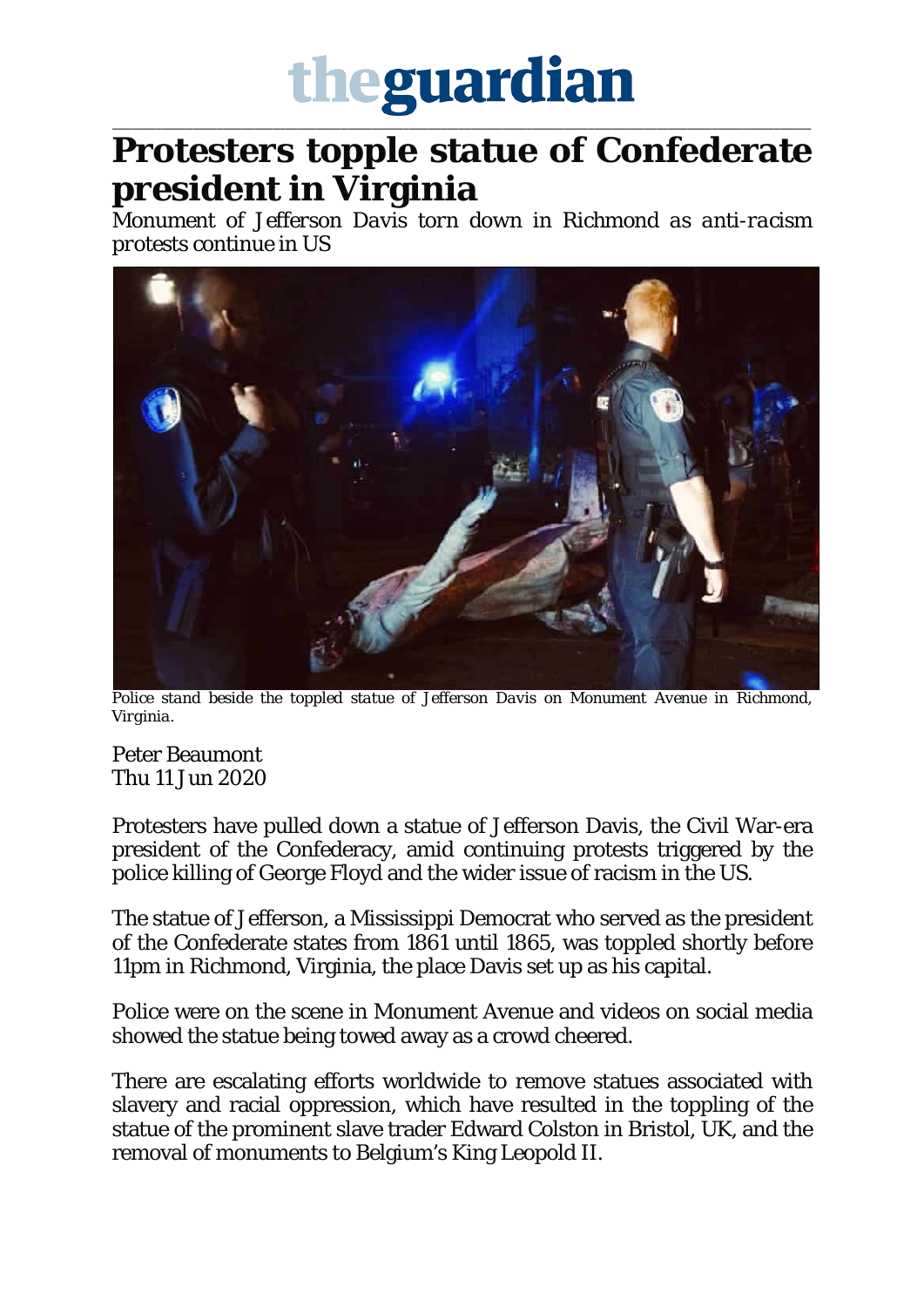theguardian

# Protesters topple statue of Confederate president in Virginia

*Monument of Jefferson Davis torn down in Richmond as anti-racism protests continue in US*

*Police stand beside the toppled statue of Jefferson Davis on Monument Avenue in Richmond, Virginia.*

Peter Beaumont
Thu 11 Jun 2020

Protesters have pulled down a statue of Jefferson Davis, the Civil War-era president of the Confederacy, amid continuing protests triggered by the police killing of George Floyd and the wider issue of racism in the US.

The statue of Jefferson, a Mississippi Democrat who served as the president of the Confederate states from 1861 until 1865, was toppled shortly before 11pm in Richmond, Virginia, the place Davis set up as his capital.

Police were on the scene in Monument Avenue and videos on social media showed the statue being towed away as a crowd cheered.

There are escalating efforts worldwide to remove statues associated with slavery and racial oppression, which have resulted in the toppling of the statue of the prominent slave trader Edward Colston in Bristol, UK, and the removal of monuments to Belgium's King Leopold II.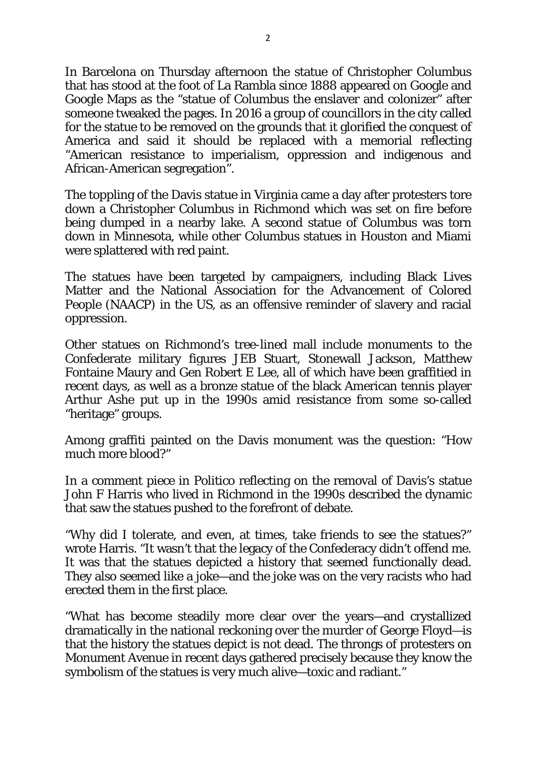In Barcelona on Thursday afternoon the statue of Christopher Columbus that has stood at the foot of La Rambla since 1888 appeared on Google and Google Maps as the "statue of Columbus the enslaver and colonizer" after someone tweaked the pages. In 2016 a group of councillors in the city called for the statue to be removed on the grounds that it glorified the conquest of America and said it should be replaced with a memorial reflecting "American resistance to imperialism, oppression and indigenous and African-American segregation".

The toppling of the Davis statue in Virginia came a day after protesters tore down a Christopher Columbus in Richmond which was set on fire before being dumped in a nearby lake. A second statue of Columbus was torn down in Minnesota, while other Columbus statues in Houston and Miami were splattered with red paint.

The statues have been targeted by campaigners, including Black Lives Matter and the National Association for the Advancement of Colored People (NAACP) in the US, as an offensive reminder of slavery and racial oppression.

Other statues on Richmond's tree-lined mall include monuments to the Confederate military figures JEB Stuart, Stonewall Jackson, Matthew Fontaine Maury and Gen Robert E Lee, all of which have been graffitied in recent days, as well as a bronze statue of the black American tennis player Arthur Ashe put up in the 1990s amid resistance from some so-called "heritage" groups.

Among graffiti painted on the Davis monument was the question: "How much more blood?"

In a comment piece in Politico reflecting on the removal of Davis's statue John F Harris who lived in Richmond in the 1990s described the dynamic that saw the statues pushed to the forefront of debate.

"Why did I tolerate, and even, at times, take friends to see the statues?" wrote Harris. "It wasn't that the legacy of the Confederacy didn't offend me. It was that the statues depicted a history that seemed functionally dead. They also seemed like a joke—and the joke was on the very racists who had erected them in the first place.

"What has become steadily more clear over the years—and crystallized dramatically in the national reckoning over the murder of George Floyd—is that the history the statues depict is not dead. The throngs of protesters on Monument Avenue in recent days gathered precisely because they know the symbolism of the statues is very much alive—toxic and radiant."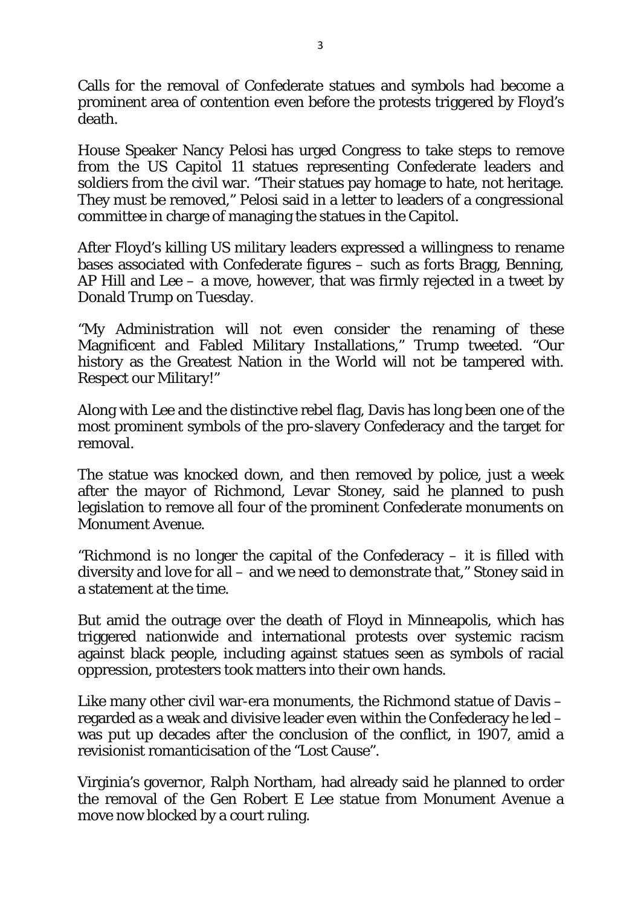Calls for the removal of Confederate statues and symbols had become a prominent area of contention even before the protests triggered by Floyd's death.

House Speaker Nancy Pelosi has urged Congress to take steps to remove from the US Capitol 11 statues representing Confederate leaders and soldiers from the civil war. "Their statues pay homage to hate, not heritage. They must be removed," Pelosi said in a letter to leaders of a congressional committee in charge of managing the statues in the Capitol.

After Floyd's killing US military leaders expressed a willingness to rename bases associated with Confederate figures – such as forts Bragg, Benning, AP Hill and Lee – a move, however, that was firmly rejected in a tweet by Donald Trump on Tuesday.

"My Administration will not even consider the renaming of these Magnificent and Fabled Military Installations," Trump tweeted. "Our history as the Greatest Nation in the World will not be tampered with. Respect our Military!"

Along with Lee and the distinctive rebel flag, Davis has long been one of the most prominent symbols of the pro-slavery Confederacy and the target for removal.

The statue was knocked down, and then removed by police, just a week after the mayor of Richmond, Levar Stoney, said he planned to push legislation to remove all four of the prominent Confederate monuments on Monument Avenue.

"Richmond is no longer the capital of the Confederacy – it is filled with diversity and love for all – and we need to demonstrate that," Stoney said in a statement at the time.

But amid the outrage over the death of Floyd in Minneapolis, which has triggered nationwide and international protests over systemic racism against black people, including against statues seen as symbols of racial oppression, protesters took matters into their own hands.

Like many other civil war-era monuments, the Richmond statue of Davis – regarded as a weak and divisive leader even within the Confederacy he led – was put up decades after the conclusion of the conflict, in 1907, amid a revisionist romanticisation of the "Lost Cause".

Virginia's governor, Ralph Northam, had already said he planned to order the removal of the Gen Robert E Lee statue from Monument Avenue a move now blocked by a court ruling.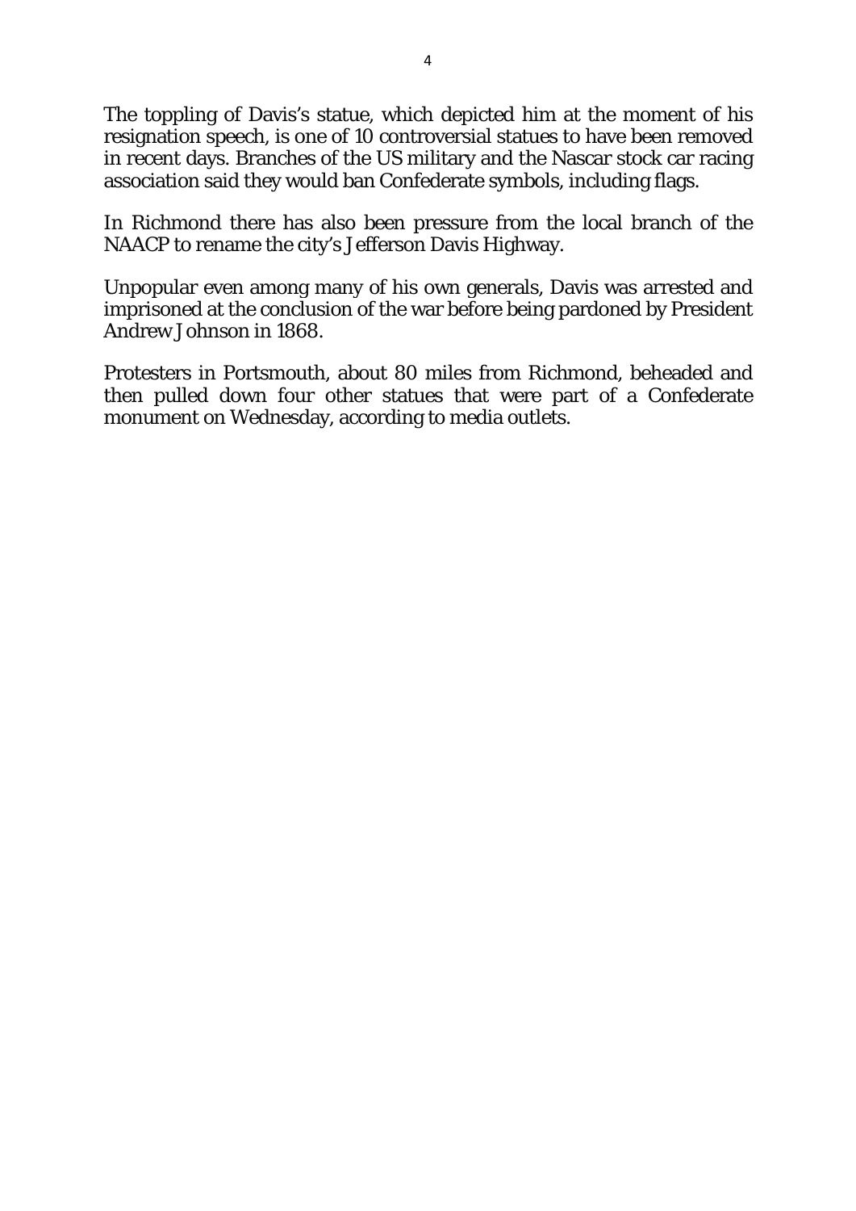The toppling of Davis's statue, which depicted him at the moment of his resignation speech, is one of 10 controversial statues to have been removed in recent days. Branches of the US military and the Nascar stock car racing association said they would ban Confederate symbols, including flags.

In Richmond there has also been pressure from the local branch of the NAACP to rename the city's Jefferson Davis Highway.

Unpopular even among many of his own generals, Davis was arrested and imprisoned at the conclusion of the war before being pardoned by President Andrew Johnson in 1868.

Protesters in Portsmouth, about 80 miles from Richmond, beheaded and then pulled down four other statues that were part of a Confederate monument on Wednesday, according to media outlets.